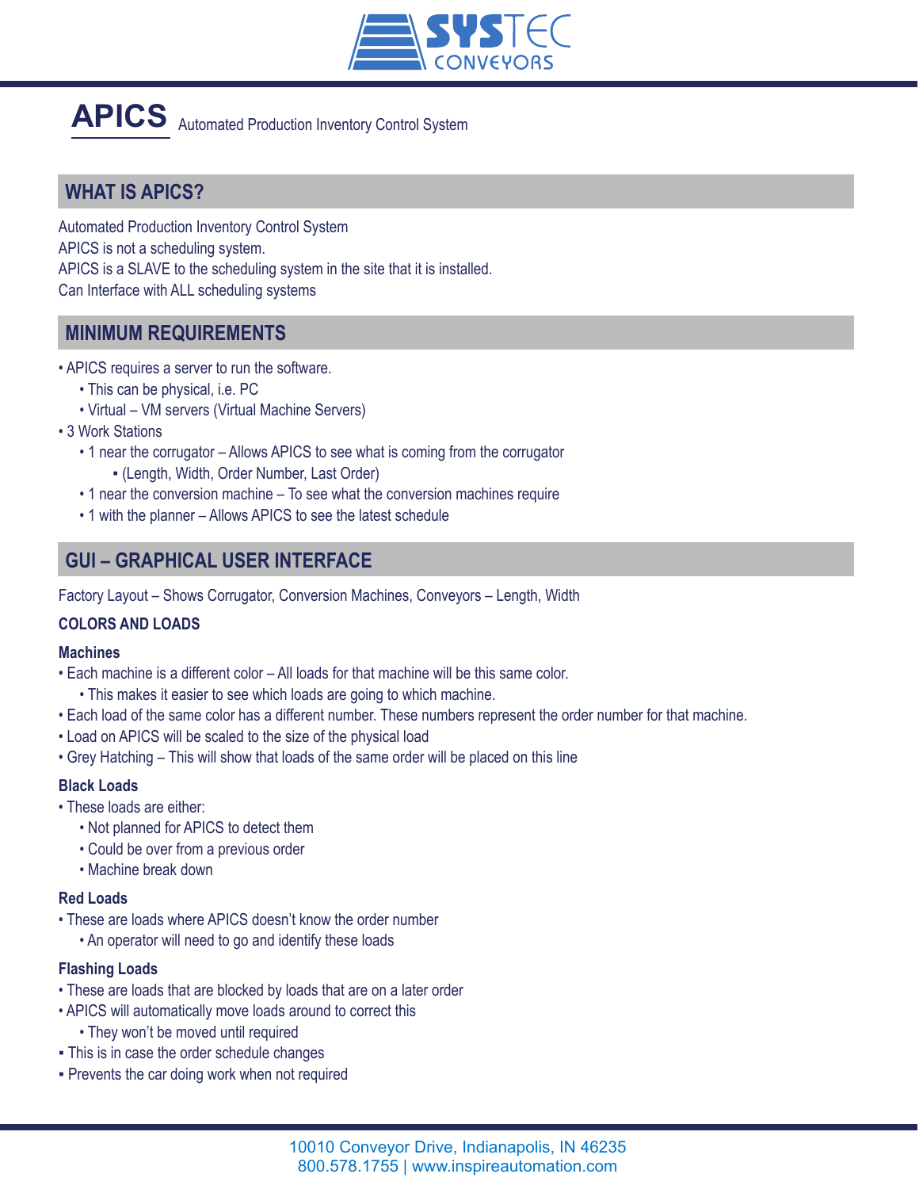# APICS Automated Production Inventory Control System

## WHAT IS APICS?

Automated Production Inventory Control System
APICS is not a scheduling system.
APICS is a SLAVE to the scheduling system in the site that it is installed.
Can Interface with ALL scheduling systems

## MINIMUM REQUIREMENTS

- APICS requires a server to run the software.
  - This can be physical, i.e. PC
  - Virtual – VM servers (Virtual Machine Servers)
- 3 Work Stations
  - 1 near the corrugator – Allows APICS to see what is coming from the corrugator
    - (Length, Width, Order Number, Last Order)
  - 1 near the conversion machine – To see what the conversion machines require
  - 1 with the planner – Allows APICS to see the latest schedule

## GUI – GRAPHICAL USER INTERFACE

Factory Layout – Shows Corrugator, Conversion Machines, Conveyors – Length, Width

### COLORS AND LOADS

#### Machines

- Each machine is a different color – All loads for that machine will be this same color.
  - This makes it easier to see which loads are going to which machine.
- Each load of the same color has a different number. These numbers represent the order number for that machine.
- Load on APICS will be scaled to the size of the physical load
- Grey Hatching – This will show that loads of the same order will be placed on this line

#### Black Loads

- These loads are either:
  - Not planned for APICS to detect them
  - Could be over from a previous order
  - Machine break down

#### Red Loads

- These are loads where APICS doesn't know the order number
  - An operator will need to go and identify these loads

#### Flashing Loads

- These are loads that are blocked by loads that are on a later order
- APICS will automatically move loads around to correct this
  - They won't be moved until required
- This is in case the order schedule changes
- Prevents the car doing work when not required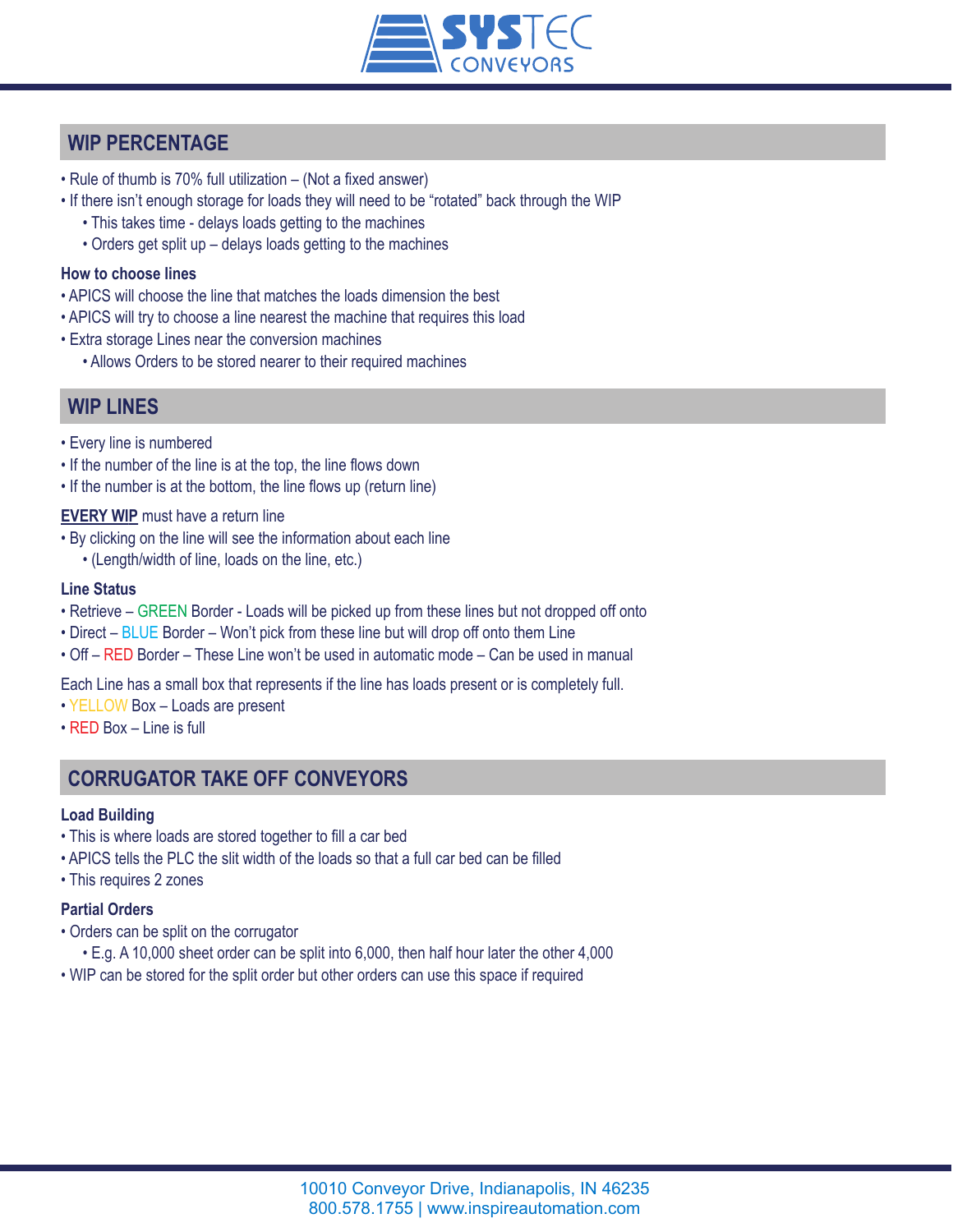## WIP PERCENTAGE

- Rule of thumb is 70% full utilization – (Not a fixed answer)
- If there isn't enough storage for loads they will need to be "rotated" back through the WIP
    - This takes time - delays loads getting to the machines
    - Orders get split up – delays loads getting to the machines

**How to choose lines**

- APICS will choose the line that matches the loads dimension the best
- APICS will try to choose a line nearest the machine that requires this load
- Extra storage Lines near the conversion machines
    - Allows Orders to be stored nearer to their required machines

## WIP LINES

- Every line is numbered
- If the number of the line is at the top, the line flows down
- If the number is at the bottom, the line flows up (return line)

**EVERY WIP** must have a return line

- By clicking on the line will see the information about each line
    - (Length/width of line, loads on the line, etc.)

**Line Status**

- Retrieve – GREEN Border - Loads will be picked up from these lines but not dropped off onto
- Direct – BLUE Border – Won't pick from these line but will drop off onto them Line
- Off – RED Border – These Line won't be used in automatic mode – Can be used in manual

Each Line has a small box that represents if the line has loads present or is completely full.

- YELLOW Box – Loads are present
- RED Box – Line is full

## CORRUGATOR TAKE OFF CONVEYORS

**Load Building**

- This is where loads are stored together to fill a car bed
- APICS tells the PLC the slit width of the loads so that a full car bed can be filled
- This requires 2 zones

**Partial Orders**

- Orders can be split on the corrugator
    - E.g. A 10,000 sheet order can be split into 6,000, then half hour later the other 4,000
- WIP can be stored for the split order but other orders can use this space if required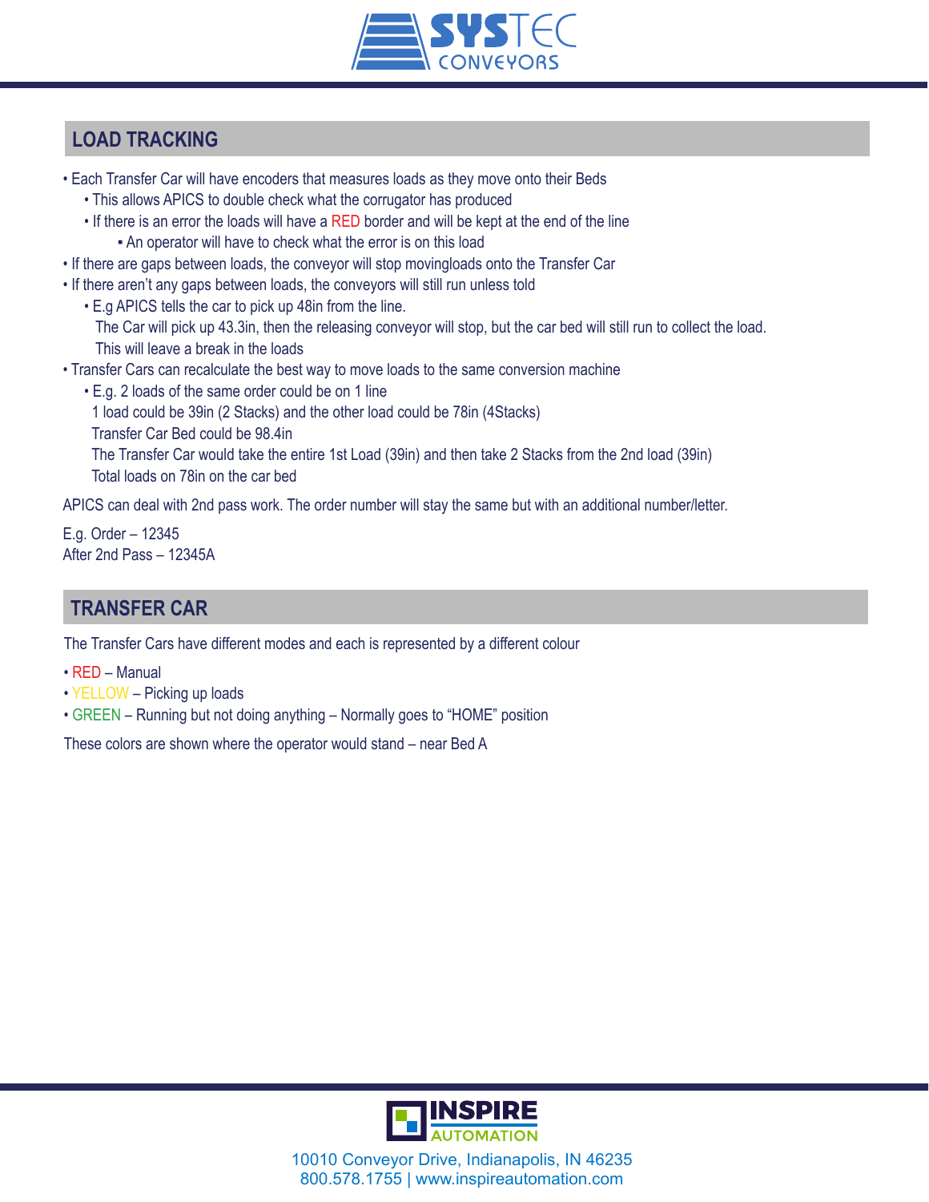## LOAD TRACKING

- Each Transfer Car will have encoders that measures loads as they move onto their Beds
  - This allows APICS to double check what the corrugator has produced
  - If there is an error the loads will have a RED border and will be kept at the end of the line
    - An operator will have to check what the error is on this load
- If there are gaps between loads, the conveyor will stop movingloads onto the Transfer Car
- If there aren't any gaps between loads, the conveyors will still run unless told
  - E.g APICS tells the car to pick up 48in from the line.
    The Car will pick up 43.3in, then the releasing conveyor will stop, but the car bed will still run to collect the load.
    This will leave a break in the loads
- Transfer Cars can recalculate the best way to move loads to the same conversion machine
  - E.g. 2 loads of the same order could be on 1 line
    1 load could be 39in (2 Stacks) and the other load could be 78in (4Stacks)
    Transfer Car Bed could be 98.4in
    The Transfer Car would take the entire 1st Load (39in) and then take 2 Stacks from the 2nd load (39in)
    Total loads on 78in on the car bed

APICS can deal with 2nd pass work. The order number will stay the same but with an additional number/letter.

E.g. Order – 12345
After 2nd Pass – 12345A

## TRANSFER CAR

The Transfer Cars have different modes and each is represented by a different colour

- RED – Manual
- YELLOW – Picking up loads
- GREEN – Running but not doing anything – Normally goes to "HOME" position

These colors are shown where the operator would stand – near Bed A